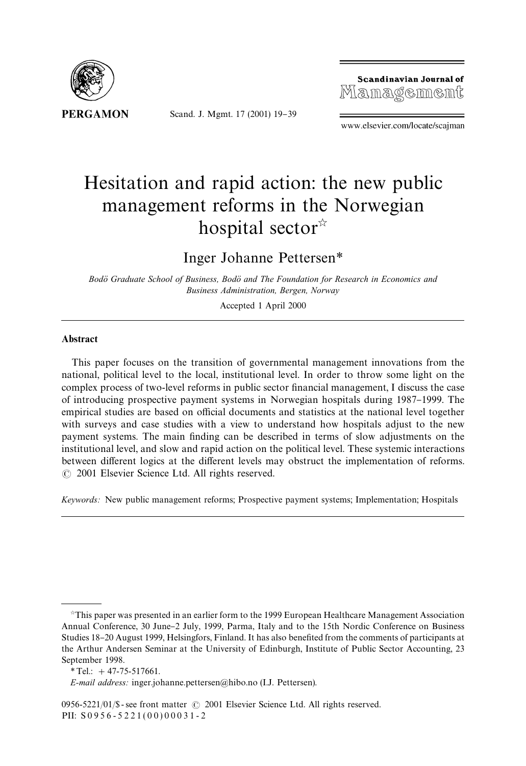# Hesitation and rapid action: the new public management reforms in the Norwegian hospital sector☆

Inger Johanne Pettersen*

*Bodö Graduate School of Business, Bodö and The Foundation for Research in Economics and Business Administration, Bergen, Norway*

Accepted 1 April 2000

## Abstract

This paper focuses on the transition of governmental management innovations from the national, political level to the local, institutional level. In order to throw some light on the complex process of two-level reforms in public sector financial management, I discuss the case of introducing prospective payment systems in Norwegian hospitals during 1987–1999. The empirical studies are based on official documents and statistics at the national level together with surveys and case studies with a view to understand how hospitals adjust to the new payment systems. The main finding can be described in terms of slow adjustments on the institutional level, and slow and rapid action on the political level. These systemic interactions between different logics at the different levels may obstruct the implementation of reforms. © 2001 Elsevier Science Ltd. All rights reserved.

*Keywords:* New public management reforms; Prospective payment systems; Implementation; Hospitals

---

☆This paper was presented in an earlier form to the 1999 European Healthcare Management Association Annual Conference, 30 June–2 July, 1999, Parma, Italy and to the 15th Nordic Conference on Business Studies 18–20 August 1999, Helsingfors, Finland. It has also benefited from the comments of participants at the Arthur Andersen Seminar at the University of Edinburgh, Institute of Public Sector Accounting, 23 September 1998.

* Tel.: + 47-75-517661.

*E-mail address:* inger.johanne.pettersen@hibo.no (I.J. Pettersen).

0956-5221/01/$ - see front matter © 2001 Elsevier Science Ltd. All rights reserved.
PII: S0956-5221(00)00031-2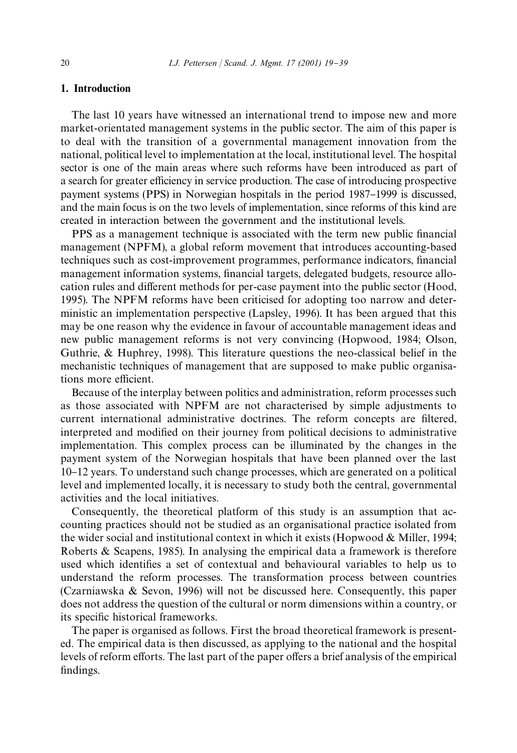## 1. Introduction

The last 10 years have witnessed an international trend to impose new and more market-orientated management systems in the public sector. The aim of this paper is to deal with the transition of a governmental management innovation from the national, political level to implementation at the local, institutional level. The hospital sector is one of the main areas where such reforms have been introduced as part of a search for greater efficiency in service production. The case of introducing prospective payment systems (PPS) in Norwegian hospitals in the period 1987–1999 is discussed, and the main focus is on the two levels of implementation, since reforms of this kind are created in interaction between the government and the institutional levels.

PPS as a management technique is associated with the term new public financial management (NPFM), a global reform movement that introduces accounting-based techniques such as cost-improvement programmes, performance indicators, financial management information systems, financial targets, delegated budgets, resource allocation rules and different methods for per-case payment into the public sector (Hood, 1995). The NPFM reforms have been criticised for adopting too narrow and deterministic an implementation perspective (Lapsley, 1996). It has been argued that this may be one reason why the evidence in favour of accountable management ideas and new public management reforms is not very convincing (Hopwood, 1984; Olson, Guthrie, & Huphrey, 1998). This literature questions the neo-classical belief in the mechanistic techniques of management that are supposed to make public organisations more efficient.

Because of the interplay between politics and administration, reform processes such as those associated with NPFM are not characterised by simple adjustments to current international administrative doctrines. The reform concepts are filtered, interpreted and modified on their journey from political decisions to administrative implementation. This complex process can be illuminated by the changes in the payment system of the Norwegian hospitals that have been planned over the last 10–12 years. To understand such change processes, which are generated on a political level and implemented locally, it is necessary to study both the central, governmental activities and the local initiatives.

Consequently, the theoretical platform of this study is an assumption that accounting practices should not be studied as an organisational practice isolated from the wider social and institutional context in which it exists (Hopwood & Miller, 1994; Roberts & Scapens, 1985). In analysing the empirical data a framework is therefore used which identifies a set of contextual and behavioural variables to help us to understand the reform processes. The transformation process between countries (Czarniawska & Sevon, 1996) will not be discussed here. Consequently, this paper does not address the question of the cultural or norm dimensions within a country, or its specific historical frameworks.

The paper is organised as follows. First the broad theoretical framework is presented. The empirical data is then discussed, as applying to the national and the hospital levels of reform efforts. The last part of the paper offers a brief analysis of the empirical findings.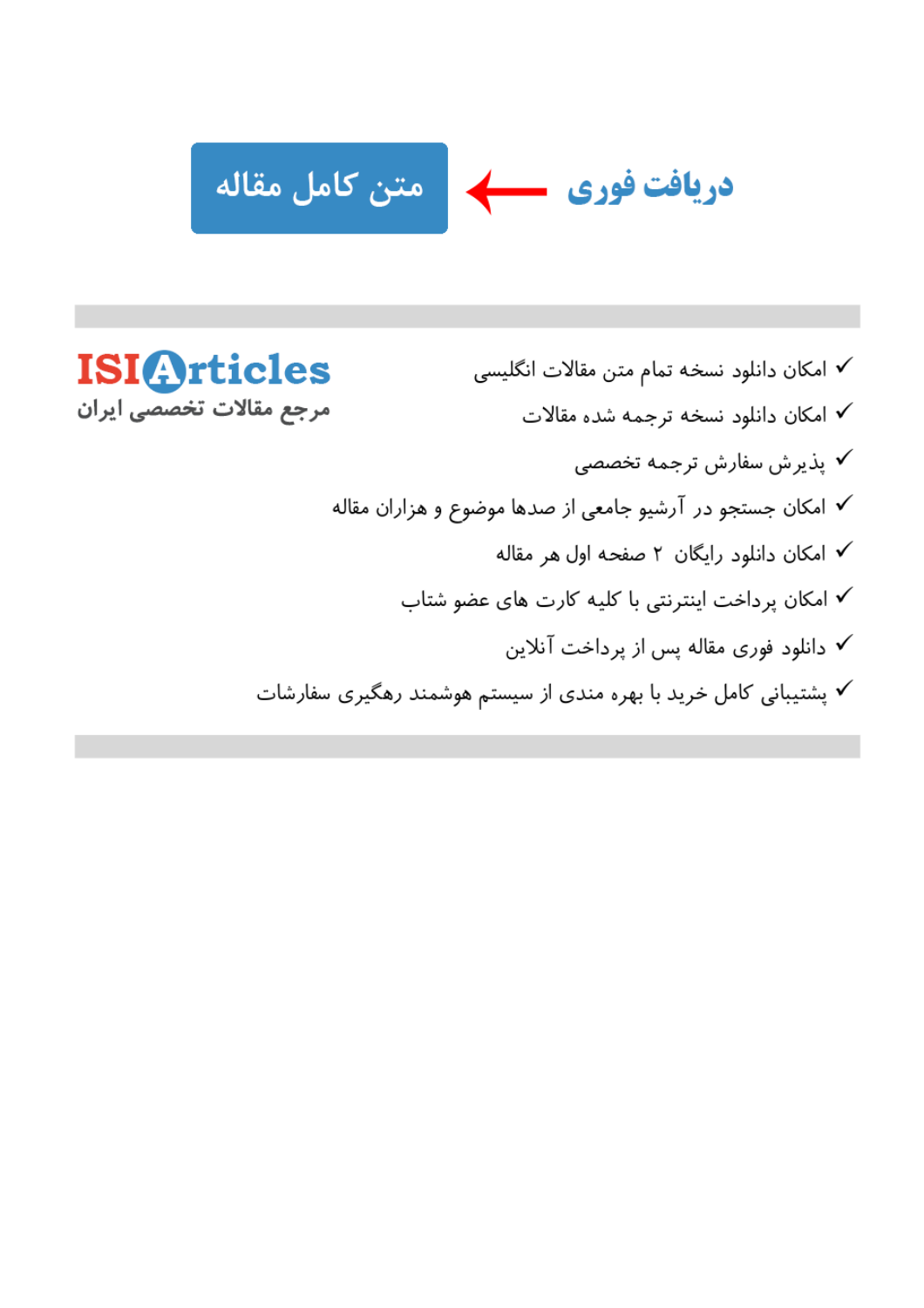دریافت فوری ← متن کامل مقاله

**ISIArticles**
مرجع مقالات تخصصی ایران

- ✓ امکان دانلود نسخه تمام متن مقالات انگلیسی
- ✓ امکان دانلود نسخه ترجمه شده مقالات
- ✓ پذیرش سفارش ترجمه تخصصی
- ✓ امکان جستجو در آرشیو جامعی از صدها موضوع و هزاران مقاله
- ✓ امکان دانلود رایگان ۲ صفحه اول هر مقاله
- ✓ امکان پرداخت اینترنتی با کلیه کارت های عضو شتاب
- ✓ دانلود فوری مقاله پس از پرداخت آنلاین
- ✓ پشتیبانی کامل خرید با بهره مندی از سیستم هوشمند رهگیری سفارشات